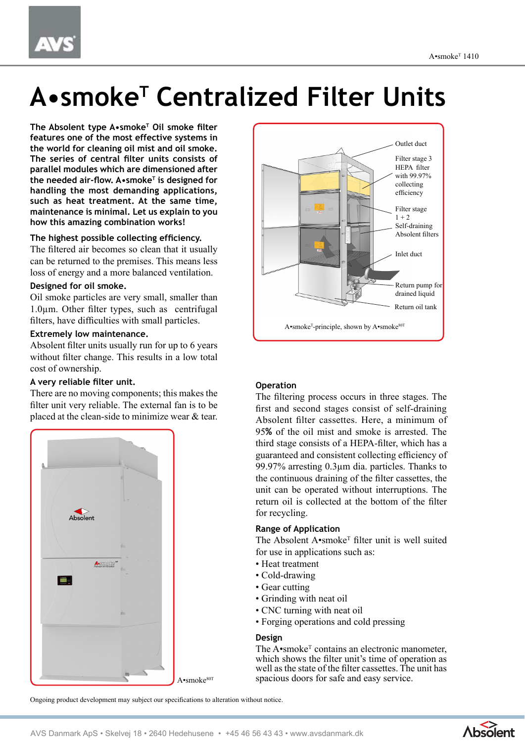# A•smoke^T Centralized Filter Units

**The Absolent type A•smoke^T Oil smoke filter features one of the most effective systems in the world for cleaning oil mist and oil smoke. The series of central filter units consists of parallel modules which are dimensioned after the needed air-flow. A•smoke^T is designed for handling the most demanding applications, such as heat treatment. At the same time, maintenance is minimal. Let us explain to you how this amazing combination works!**

**The highest possible collecting efficiency.**
The filtered air becomes so clean that it usually can be returned to the premises. This means less loss of energy and a more balanced ventilation.

**Designed for oil smoke.**
Oil smoke particles are very small, smaller than 1.0µm. Other filter types, such as centrifugal filters, have difficulties with small particles.

**Extremely low maintenance.**
Absolent filter units usually run for up to 6 years without filter change. This results in a low total cost of ownership.

**A very reliable filter unit.**
There are no moving components; this makes the filter unit very reliable. The external fan is to be placed at the clean-side to minimize wear & tear.

A•smoke^80T

Outlet duct

Filter stage 3 HEPA filter with 99.97% collecting efficiency

Filter stage 1 + 2 Self-draining Absolent filters

Inlet duct

Return pump for drained liquid

Return oil tank

A•smoke^T-principle, shown by A•smoke^80T

**Operation**
The filtering process occurs in three stages. The first and second stages consist of self-draining Absolent filter cassettes. Here, a minimum of 95**%** of the oil mist and smoke is arrested. The third stage consists of a HEPA-filter, which has a guaranteed and consistent collecting efficiency of 99.97% arresting 0.3µm dia. particles. Thanks to the continuous draining of the filter cassettes, the unit can be operated without interruptions. The return oil is collected at the bottom of the filter for recycling.

**Range of Application**
The Absolent A•smoke^T filter unit is well suited for use in applications such as:

- Heat treatment
- Cold-drawing
- Gear cutting
- Grinding with neat oil
- CNC turning with neat oil
- Forging operations and cold pressing

**Design**
The A•smoke^T contains an electronic manometer, which shows the filter unit's time of operation as well as the state of the filter cassettes. The unit has spacious doors for safe and easy service.

Ongoing product development may subject our specifications to alteration without notice.

AVS Danmark ApS • Skelvej 18 • 2640 Hedehusene • +45 46 56 43 43 • www.avsdanmark.dk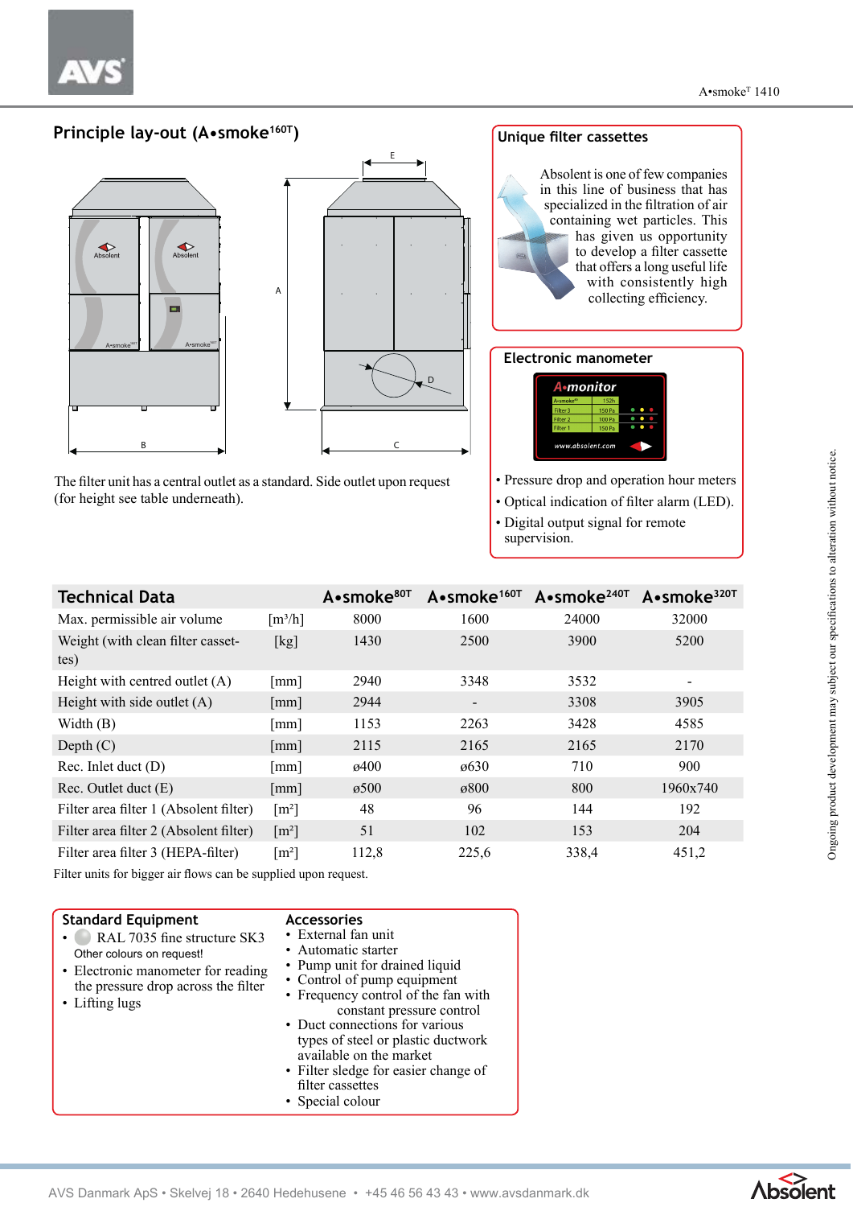## Principle lay-out (A•smoke160T)

E

A

D

B

C

The filter unit has a central outlet as a standard. Side outlet upon request (for height see table underneath).

## Unique filter cassettes

Absolent is one of few companies in this line of business that has specialized in the filtration of air containing wet particles. This has given us opportunity to develop a filter cassette that offers a long useful life with consistently high collecting efficiency.

## Electronic manometer

A•monitor

www.absolent.com

- Pressure drop and operation hour meters
- Optical indication of filter alarm (LED).
- Digital output signal for remote supervision.

| Technical Data | | A•smoke80T | A•smoke160T | A•smoke240T | A•smoke320T |
|---|---|---|---|---|---|
| Max. permissible air volume | [m³/h] | 8000 | 1600 | 24000 | 32000 |
| Weight (with clean filter cassettes) | [kg] | 1430 | 2500 | 3900 | 5200 |
| Height with centred outlet (A) | [mm] | 2940 | 3348 | 3532 | - |
| Height with side outlet (A) | [mm] | 2944 | - | 3308 | 3905 |
| Width (B) | [mm] | 1153 | 2263 | 3428 | 4585 |
| Depth (C) | [mm] | 2115 | 2165 | 2165 | 2170 |
| Rec. Inlet duct (D) | [mm] | ø400 | ø630 | 710 | 900 |
| Rec. Outlet duct (E) | [mm] | ø500 | ø800 | 800 | 1960x740 |
| Filter area filter 1 (Absolent filter) | [m²] | 48 | 96 | 144 | 192 |
| Filter area filter 2 (Absolent filter) | [m²] | 51 | 102 | 153 | 204 |
| Filter area filter 3 (HEPA-filter) | [m²] | 112,8 | 225,6 | 338,4 | 451,2 |

Filter units for bigger air flows can be supplied upon request.

### Standard Equipment

- RAL 7035 fine structure SK3
  Other colours on request!
- Electronic manometer for reading the pressure drop across the filter
- Lifting lugs

### Accessories

- External fan unit
- Automatic starter
- Pump unit for drained liquid
- Control of pump equipment
- Frequency control of the fan with constant pressure control
- Duct connections for various types of steel or plastic ductwork available on the market
- Filter sledge for easier change of filter cassettes
- Special colour

Ongoing product development may subject our specifications to alteration without notice.

AVS Danmark ApS • Skelvej 18 • 2640 Hedehusene • +45 46 56 43 43 • www.avsdanmark.dk